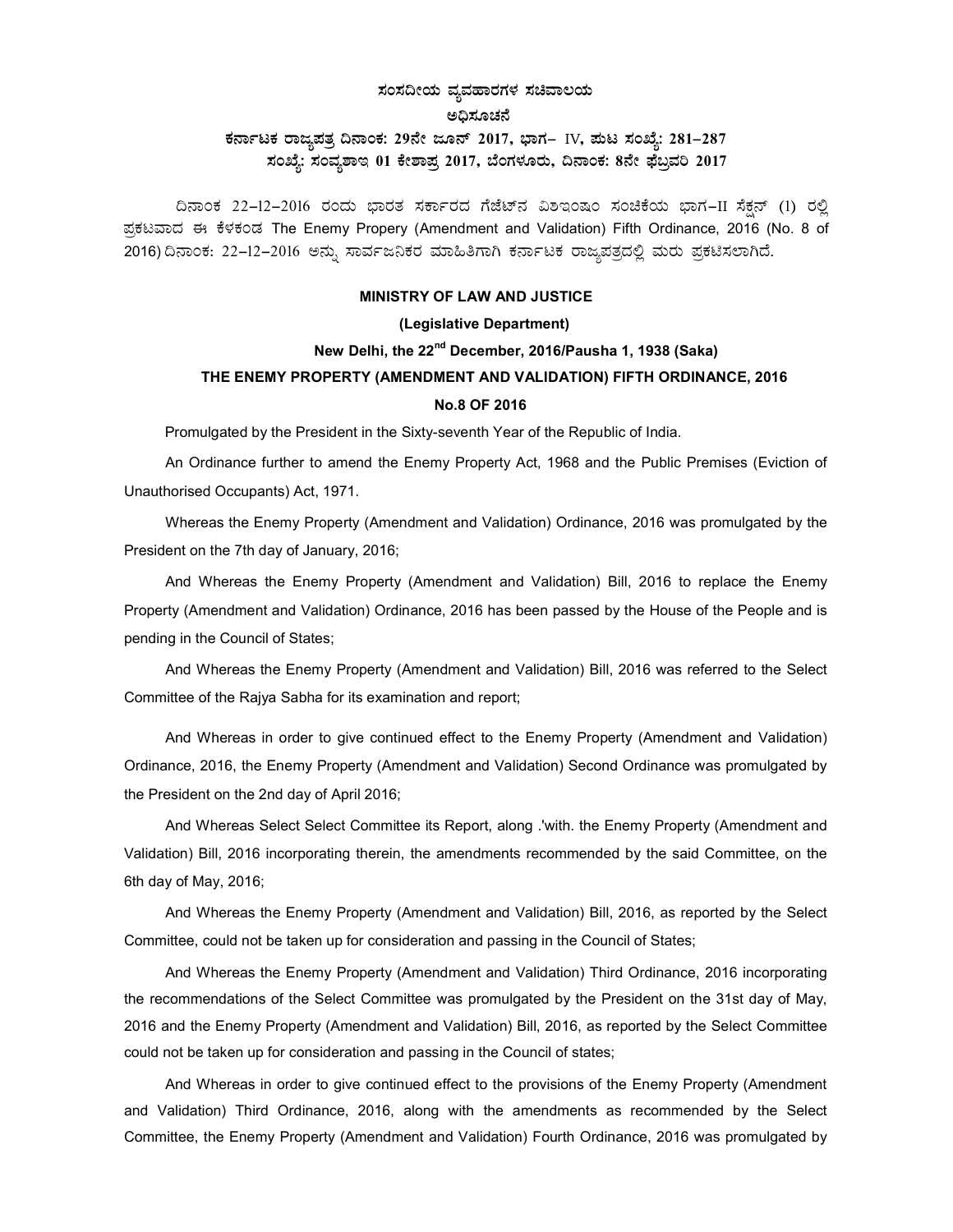**ಸಂಸದೀಯ ವ್ಯವಹಾರಗಳ ಸಚಿವಾಲಯ**

**ಅಧಿಸೂಚನೆ**

**ಕರ್ನಾಟಕ ರಾಜ್ಯಪತ್ರ ದಿನಾಂಕ: 29ನೇ ಜೂನ್ 2017, ಭಾಗ– IV, ಪುಟ ಸಂಖ್ಯೆ: 281–287**

**ಸಂಖ್ಯೆ: ಸಂವ್ಯಶಾಇ 01 ಕೇಶಾಪ್ರ 2017, ಬೆಂಗಳೂರು, ದಿನಾಂಕ: 8ನೇ ಫೆಬ್ರವರಿ 2017**

ದಿನಾಂಕ 22–12–2016 ರಂದು ಭಾರತ ಸರ್ಕಾರದ ಗೆಜೆಟ್‌ನ ವಿಶೇಷ ಸಂಚಿಕೆಯ ಭಾಗ–II ಸೆಕ್ಷನ್ (1) ರಲ್ಲಿ ಪ್ರಕಟವಾದ ಈ ಕೆಳಕಂಡ The Enemy Propery (Amendment and Validation) Fifth Ordinance, 2016 (No. 8 of 2016) ದಿನಾಂಕ: 22–12–2016 ಅನ್ನು ಸಾರ್ವಜನಿಕರ ಮಾಹಿತಿಗಾಗಿ ಕರ್ನಾಟಕ ರಾಜ್ಯಪತ್ರದಲ್ಲಿ ಮರು ಪ್ರಕಟಿಸಲಾಗಿದೆ.

**MINISTRY OF LAW AND JUSTICE**

**(Legislative Department)**

**New Delhi, the 22nd December, 2016/Pausha 1, 1938 (Saka)**

**THE ENEMY PROPERTY (AMENDMENT AND VALIDATION) FIFTH ORDINANCE, 2016**

**No.8 OF 2016**

Promulgated by the President in the Sixty-seventh Year of the Republic of India.

An Ordinance further to amend the Enemy Property Act, 1968 and the Public Premises (Eviction of Unauthorised Occupants) Act, 1971.

Whereas the Enemy Property (Amendment and Validation) Ordinance, 2016 was promulgated by the President on the 7th day of January, 2016;

And Whereas the Enemy Property (Amendment and Validation) Bill, 2016 to replace the Enemy Property (Amendment and Validation) Ordinance, 2016 has been passed by the House of the People and is pending in the Council of States;

And Whereas the Enemy Property (Amendment and Validation) Bill, 2016 was referred to the Select Committee of the Rajya Sabha for its examination and report;

And Whereas in order to give continued effect to the Enemy Property (Amendment and Validation) Ordinance, 2016, the Enemy Property (Amendment and Validation) Second Ordinance was promulgated by the President on the 2nd day of April 2016;

And Whereas Select Select Committee its Report, along .'with. the Enemy Property (Amendment and Validation) Bill, 2016 incorporating therein, the amendments recommended by the said Committee, on the 6th day of May, 2016;

And Whereas the Enemy Property (Amendment and Validation) Bill, 2016, as reported by the Select Committee, could not be taken up for consideration and passing in the Council of States;

And Whereas the Enemy Property (Amendment and Validation) Third Ordinance, 2016 incorporating the recommendations of the Select Committee was promulgated by the President on the 31st day of May, 2016 and the Enemy Property (Amendment and Validation) Bill, 2016, as reported by the Select Committee could not be taken up for consideration and passing in the Council of states;

And Whereas in order to give continued effect to the provisions of the Enemy Property (Amendment and Validation) Third Ordinance, 2016, along with the amendments as recommended by the Select Committee, the Enemy Property (Amendment and Validation) Fourth Ordinance, 2016 was promulgated by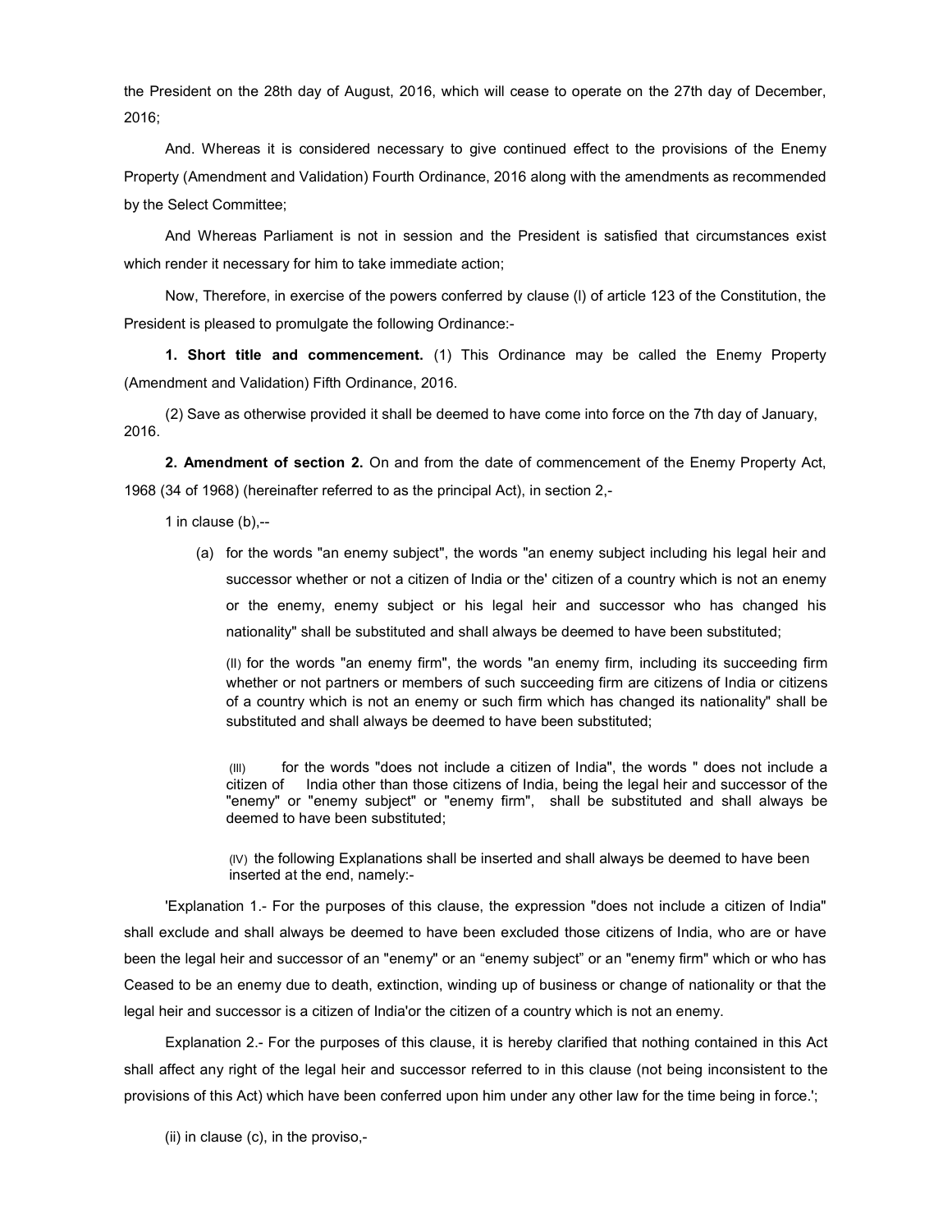the President on the 28th day of August, 2016, which will cease to operate on the 27th day of December, 2016;

And. Whereas it is considered necessary to give continued effect to the provisions of the Enemy Property (Amendment and Validation) Fourth Ordinance, 2016 along with the amendments as recommended by the Select Committee;

And Whereas Parliament is not in session and the President is satisfied that circumstances exist which render it necessary for him to take immediate action;

Now, Therefore, in exercise of the powers conferred by clause (l) of article 123 of the Constitution, the President is pleased to promulgate the following Ordinance:-

**1. Short title and commencement.** (1) This Ordinance may be called the Enemy Property (Amendment and Validation) Fifth Ordinance, 2016.

(2) Save as otherwise provided it shall be deemed to have come into force on the 7th day of January, 2016.

**2. Amendment of section 2.** On and from the date of commencement of the Enemy Property Act, 1968 (34 of 1968) (hereinafter referred to as the principal Act), in section 2,-

1 in clause (b),--

(a) for the words "an enemy subject", the words "an enemy subject including his legal heir and successor whether or not a citizen of India or the' citizen of a country which is not an enemy or the enemy, enemy subject or his legal heir and successor who has changed his nationality" shall be substituted and shall always be deemed to have been substituted;

(II) for the words "an enemy firm", the words "an enemy firm, including its succeeding firm whether or not partners or members of such succeeding firm are citizens of India or citizens of a country which is not an enemy or such firm which has changed its nationality" shall be substituted and shall always be deemed to have been substituted;

(III) for the words "does not include a citizen of India", the words " does not include a citizen of India other than those citizens of India, being the legal heir and successor of the "enemy" or "enemy subject" or "enemy firm", shall be substituted and shall always be deemed to have been substituted;

(IV) the following Explanations shall be inserted and shall always be deemed to have been inserted at the end, namely:-

'Explanation 1.- For the purposes of this clause, the expression "does not include a citizen of India" shall exclude and shall always be deemed to have been excluded those citizens of India, who are or have been the legal heir and successor of an "enemy" or an "enemy subject" or an "enemy firm" which or who has Ceased to be an enemy due to death, extinction, winding up of business or change of nationality or that the legal heir and successor is a citizen of India'or the citizen of a country which is not an enemy.

Explanation 2.- For the purposes of this clause, it is hereby clarified that nothing contained in this Act shall affect any right of the legal heir and successor referred to in this clause (not being inconsistent to the provisions of this Act) which have been conferred upon him under any other law for the time being in force.';

(ii) in clause (c), in the proviso,-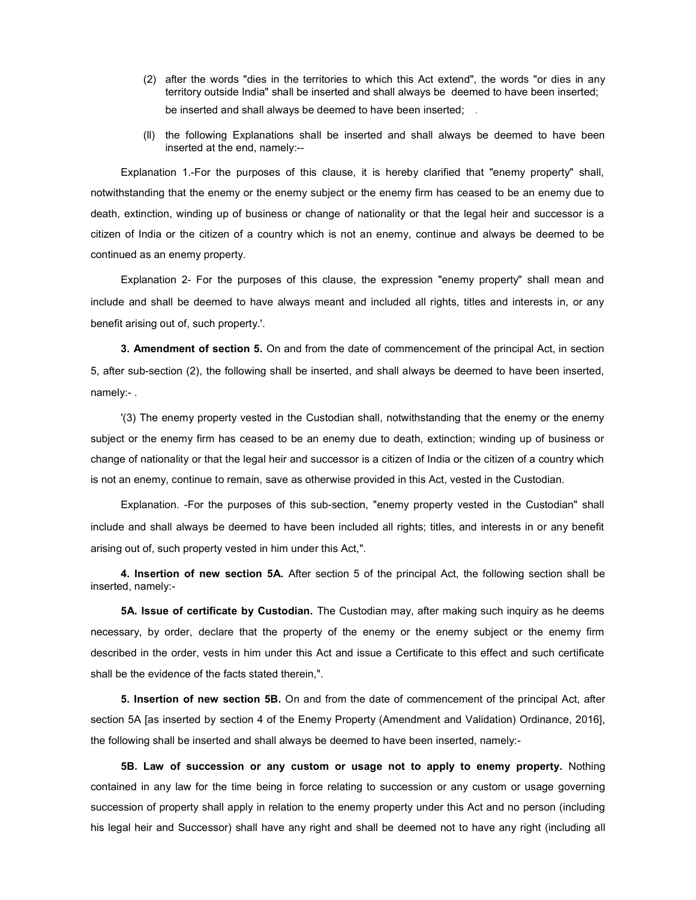(2) after the words "dies in the territories to which this Act extend", the words "or dies in any territory outside India" shall be inserted and shall always be deemed to have been inserted; be inserted and shall always be deemed to have been inserted; .

(ll) the following Explanations shall be inserted and shall always be deemed to have been inserted at the end, namely:--

Explanation 1.-For the purposes of this clause, it is hereby clarified that "enemy property" shall, notwithstanding that the enemy or the enemy subject or the enemy firm has ceased to be an enemy due to death, extinction, winding up of business or change of nationality or that the legal heir and successor is a citizen of India or the citizen of a country which is not an enemy, continue and always be deemed to be continued as an enemy property.

Explanation 2- For the purposes of this clause, the expression "enemy property" shall mean and include and shall be deemed to have always meant and included all rights, titles and interests in, or any benefit arising out of, such property.'.

**3. Amendment of section 5.** On and from the date of commencement of the principal Act, in section 5, after sub-section (2), the following shall be inserted, and shall always be deemed to have been inserted, namely:- .

'(3) The enemy property vested in the Custodian shall, notwithstanding that the enemy or the enemy subject or the enemy firm has ceased to be an enemy due to death, extinction; winding up of business or change of nationality or that the legal heir and successor is a citizen of India or the citizen of a country which is not an enemy, continue to remain, save as otherwise provided in this Act, vested in the Custodian.

Explanation. -For the purposes of this sub-section, "enemy property vested in the Custodian" shall include and shall always be deemed to have been included all rights; titles, and interests in or any benefit arising out of, such property vested in him under this Act,".

**4. Insertion of new section 5A.** After section 5 of the principal Act, the following section shall be inserted, namely:-

**5A. Issue of certificate by Custodian.** The Custodian may, after making such inquiry as he deems necessary, by order, declare that the property of the enemy or the enemy subject or the enemy firm described in the order, vests in him under this Act and issue a Certificate to this effect and such certificate shall be the evidence of the facts stated therein,".

**5. Insertion of new section 5B.** On and from the date of commencement of the principal Act, after section 5A [as inserted by section 4 of the Enemy Property (Amendment and Validation) Ordinance, 2016], the following shall be inserted and shall always be deemed to have been inserted, namely:-

**5B. Law of succession or any custom or usage not to apply to enemy property.** Nothing contained in any law for the time being in force relating to succession or any custom or usage governing succession of property shall apply in relation to the enemy property under this Act and no person (including his legal heir and Successor) shall have any right and shall be deemed not to have any right (including all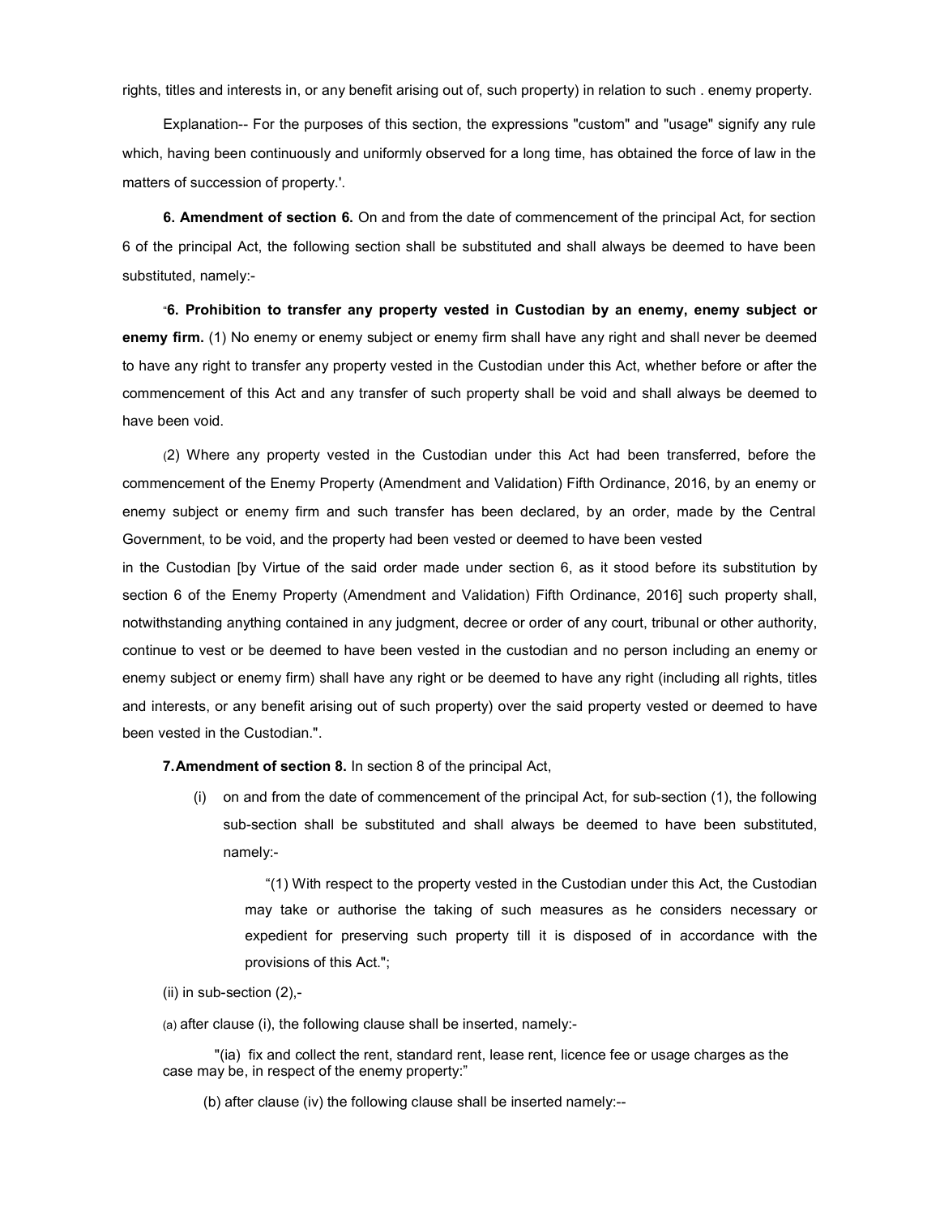rights, titles and interests in, or any benefit arising out of, such property) in relation to such . enemy property.

Explanation-- For the purposes of this section, the expressions "custom" and "usage" signify any rule which, having been continuously and uniformly observed for a long time, has obtained the force of law in the matters of succession of property.'.

**6. Amendment of section 6.** On and from the date of commencement of the principal Act, for section 6 of the principal Act, the following section shall be substituted and shall always be deemed to have been substituted, namely:-

"**6. Prohibition to transfer any property vested in Custodian by an enemy, enemy subject or enemy firm.** (1) No enemy or enemy subject or enemy firm shall have any right and shall never be deemed to have any right to transfer any property vested in the Custodian under this Act, whether before or after the commencement of this Act and any transfer of such property shall be void and shall always be deemed to have been void.

(2) Where any property vested in the Custodian under this Act had been transferred, before the commencement of the Enemy Property (Amendment and Validation) Fifth Ordinance, 2016, by an enemy or enemy subject or enemy firm and such transfer has been declared, by an order, made by the Central Government, to be void, and the property had been vested or deemed to have been vested in the Custodian [by Virtue of the said order made under section 6, as it stood before its substitution by section 6 of the Enemy Property (Amendment and Validation) Fifth Ordinance, 2016] such property shall, notwithstanding anything contained in any judgment, decree or order of any court, tribunal or other authority, continue to vest or be deemed to have been vested in the custodian and no person including an enemy or enemy subject or enemy firm) shall have any right or be deemed to have any right (including all rights, titles and interests, or any benefit arising out of such property) over the said property vested or deemed to have been vested in the Custodian.".

**7. Amendment of section 8.** In section 8 of the principal Act,

(i) on and from the date of commencement of the principal Act, for sub-section (1), the following sub-section shall be substituted and shall always be deemed to have been substituted, namely:-

"(1) With respect to the property vested in the Custodian under this Act, the Custodian may take or authorise the taking of such measures as he considers necessary or expedient for preserving such property till it is disposed of in accordance with the provisions of this Act.";

(ii) in sub-section (2),-

(a) after clause (i), the following clause shall be inserted, namely:-

"(ia) fix and collect the rent, standard rent, lease rent, licence fee or usage charges as the case may be, in respect of the enemy property:"

(b) after clause (iv) the following clause shall be inserted namely:--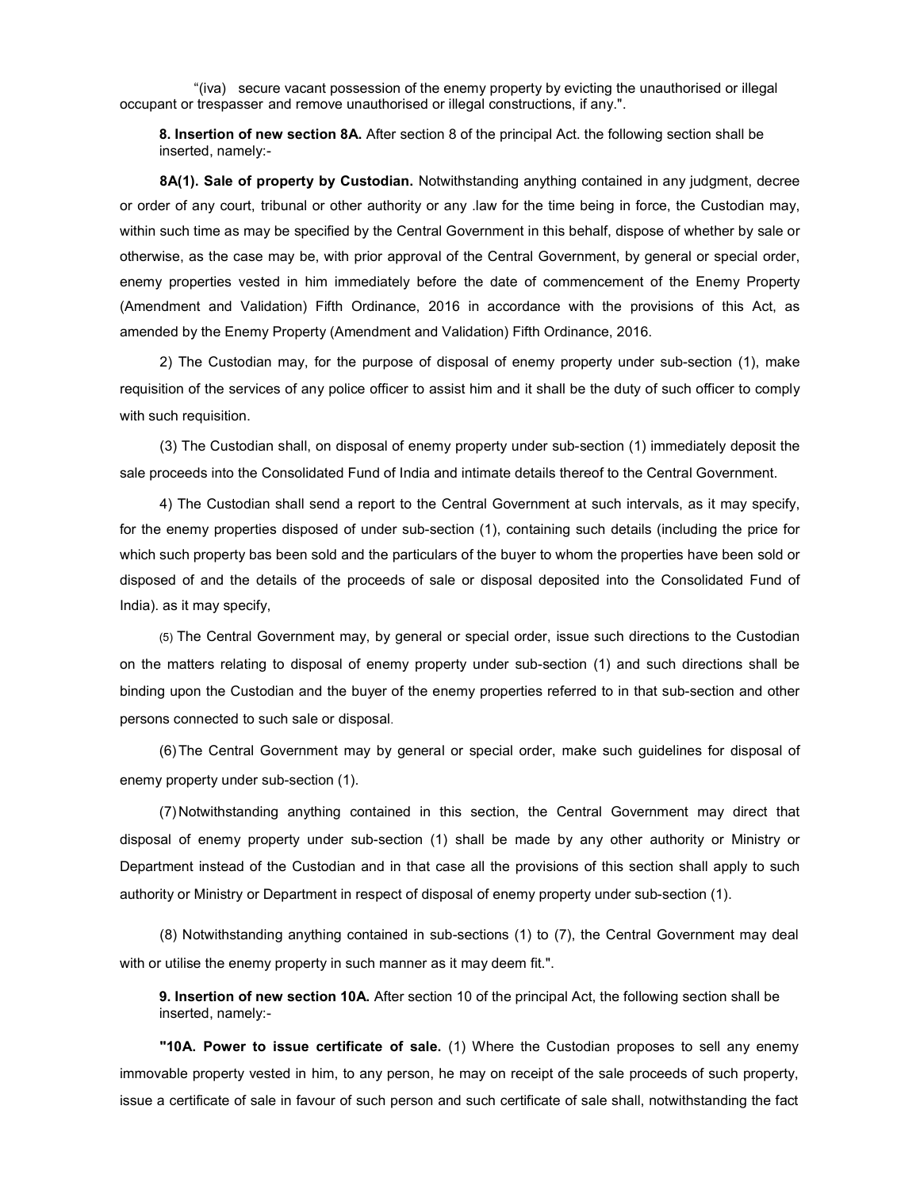"(iva) secure vacant possession of the enemy property by evicting the unauthorised or illegal occupant or trespasser and remove unauthorised or illegal constructions, if any.".

**8. Insertion of new section 8A.** After section 8 of the principal Act. the following section shall be inserted, namely:-

**8A(1). Sale of property by Custodian.** Notwithstanding anything contained in any judgment, decree or order of any court, tribunal or other authority or any .law for the time being in force, the Custodian may, within such time as may be specified by the Central Government in this behalf, dispose of whether by sale or otherwise, as the case may be, with prior approval of the Central Government, by general or special order, enemy properties vested in him immediately before the date of commencement of the Enemy Property (Amendment and Validation) Fifth Ordinance, 2016 in accordance with the provisions of this Act, as amended by the Enemy Property (Amendment and Validation) Fifth Ordinance, 2016.

2) The Custodian may, for the purpose of disposal of enemy property under sub-section (1), make requisition of the services of any police officer to assist him and it shall be the duty of such officer to comply with such requisition.

(3) The Custodian shall, on disposal of enemy property under sub-section (1) immediately deposit the sale proceeds into the Consolidated Fund of India and intimate details thereof to the Central Government.

4) The Custodian shall send a report to the Central Government at such intervals, as it may specify, for the enemy properties disposed of under sub-section (1), containing such details (including the price for which such property bas been sold and the particulars of the buyer to whom the properties have been sold or disposed of and the details of the proceeds of sale or disposal deposited into the Consolidated Fund of India). as it may specify,

(5) The Central Government may, by general or special order, issue such directions to the Custodian on the matters relating to disposal of enemy property under sub-section (1) and such directions shall be binding upon the Custodian and the buyer of the enemy properties referred to in that sub-section and other persons connected to such sale or disposal.

(6) The Central Government may by general or special order, make such guidelines for disposal of enemy property under sub-section (1).

(7) Notwithstanding anything contained in this section, the Central Government may direct that disposal of enemy property under sub-section (1) shall be made by any other authority or Ministry or Department instead of the Custodian and in that case all the provisions of this section shall apply to such authority or Ministry or Department in respect of disposal of enemy property under sub-section (1).

(8) Notwithstanding anything contained in sub-sections (1) to (7), the Central Government may deal with or utilise the enemy property in such manner as it may deem fit.".

**9. Insertion of new section 10A.** After section 10 of the principal Act, the following section shall be inserted, namely:-

**"10A. Power to issue certificate of sale.** (1) Where the Custodian proposes to sell any enemy immovable property vested in him, to any person, he may on receipt of the sale proceeds of such property, issue a certificate of sale in favour of such person and such certificate of sale shall, notwithstanding the fact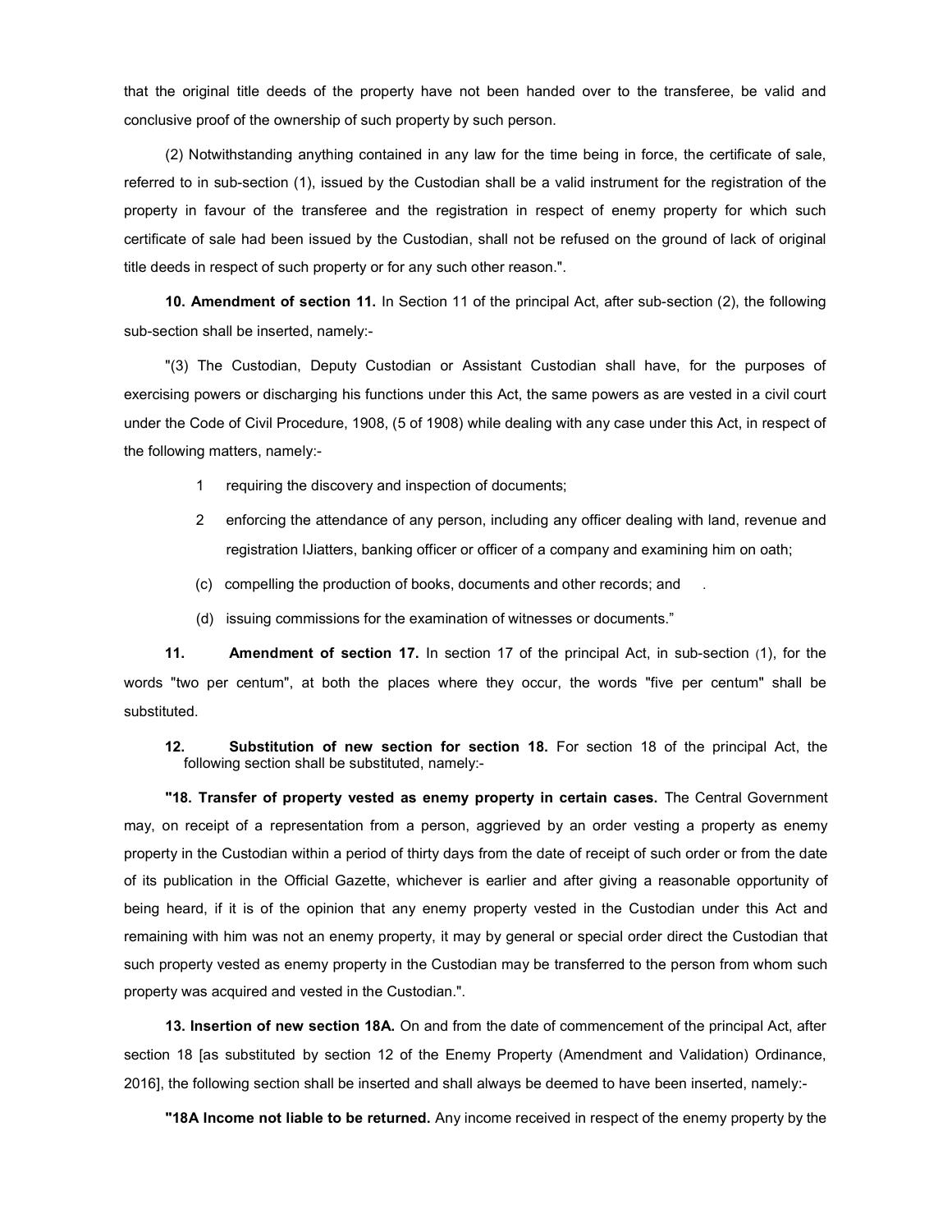that the original title deeds of the property have not been handed over to the transferee, be valid and conclusive proof of the ownership of such property by such person.

(2) Notwithstanding anything contained in any law for the time being in force, the certificate of sale, referred to in sub-section (1), issued by the Custodian shall be a valid instrument for the registration of the property in favour of the transferee and the registration in respect of enemy property for which such certificate of sale had been issued by the Custodian, shall not be refused on the ground of lack of original title deeds in respect of such property or for any such other reason.".

**10. Amendment of section 11.** In Section 11 of the principal Act, after sub-section (2), the following sub-section shall be inserted, namely:-

"(3) The Custodian, Deputy Custodian or Assistant Custodian shall have, for the purposes of exercising powers or discharging his functions under this Act, the same powers as are vested in a civil court under the Code of Civil Procedure, 1908, (5 of 1908) while dealing with any case under this Act, in respect of the following matters, namely:-

1 requiring the discovery and inspection of documents;

2 enforcing the attendance of any person, including any officer dealing with land, revenue and registration IJiatters, banking officer or officer of a company and examining him on oath;

(c) compelling the production of books, documents and other records; and .

(d) issuing commissions for the examination of witnesses or documents."

**11. Amendment of section 17.** In section 17 of the principal Act, in sub-section (1), for the words "two per centum", at both the places where they occur, the words "five per centum" shall be substituted.

**12. Substitution of new section for section 18.** For section 18 of the principal Act, the following section shall be substituted, namely:-

**"18. Transfer of property vested as enemy property in certain cases.** The Central Government may, on receipt of a representation from a person, aggrieved by an order vesting a property as enemy property in the Custodian within a period of thirty days from the date of receipt of such order or from the date of its publication in the Official Gazette, whichever is earlier and after giving a reasonable opportunity of being heard, if it is of the opinion that any enemy property vested in the Custodian under this Act and remaining with him was not an enemy property, it may by general or special order direct the Custodian that such property vested as enemy property in the Custodian may be transferred to the person from whom such property was acquired and vested in the Custodian.".

**13. Insertion of new section 18A.** On and from the date of commencement of the principal Act, after section 18 [as substituted by section 12 of the Enemy Property (Amendment and Validation) Ordinance, 2016], the following section shall be inserted and shall always be deemed to have been inserted, namely:-

**"18A Income not liable to be returned.** Any income received in respect of the enemy property by the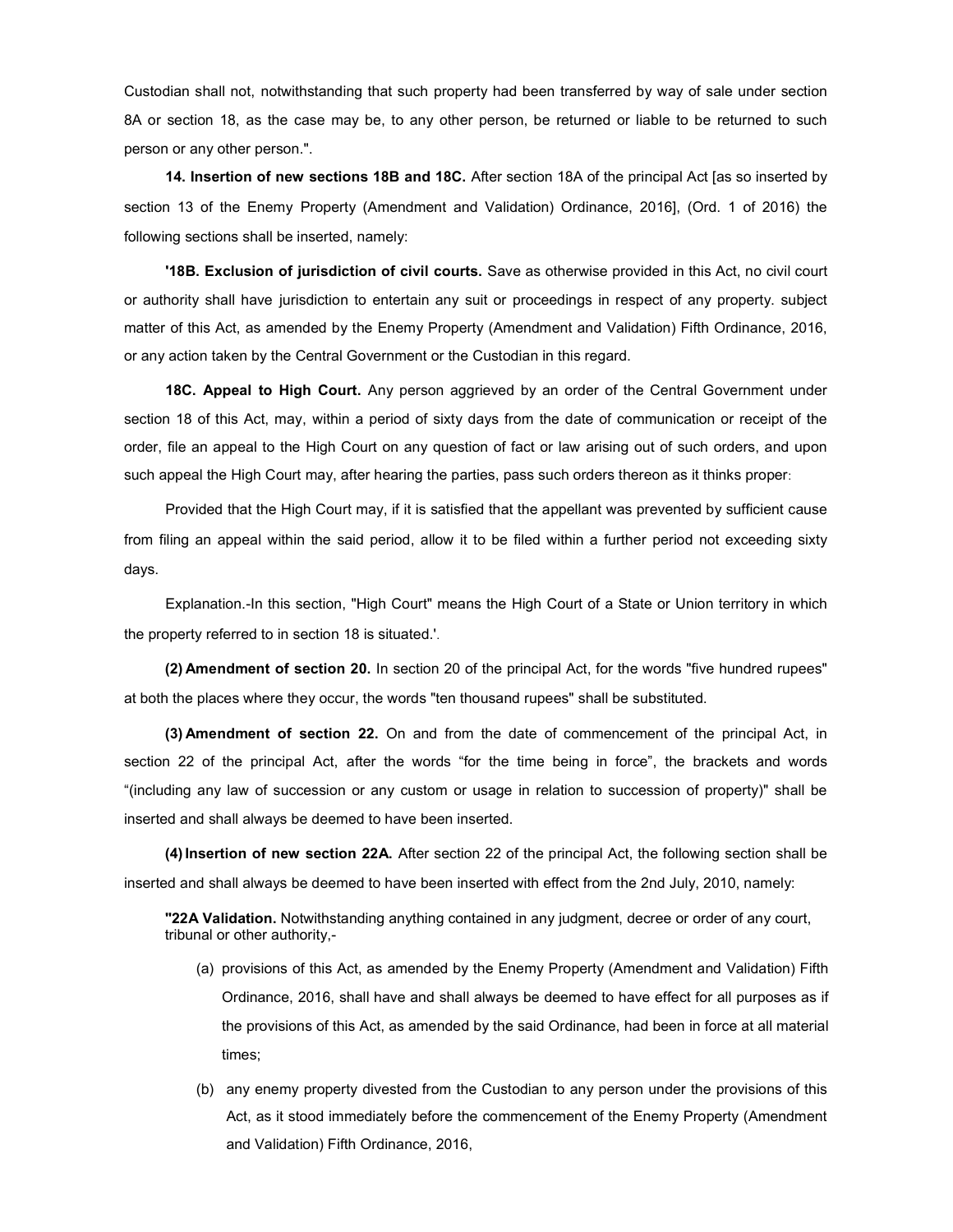Custodian shall not, notwithstanding that such property had been transferred by way of sale under section 8A or section 18, as the case may be, to any other person, be returned or liable to be returned to such person or any other person.".

**14. Insertion of new sections 18B and 18C.** After section 18A of the principal Act [as so inserted by section 13 of the Enemy Property (Amendment and Validation) Ordinance, 2016], (Ord. 1 of 2016) the following sections shall be inserted, namely:

**'18B. Exclusion of jurisdiction of civil courts.** Save as otherwise provided in this Act, no civil court or authority shall have jurisdiction to entertain any suit or proceedings in respect of any property. subject matter of this Act, as amended by the Enemy Property (Amendment and Validation) Fifth Ordinance, 2016, or any action taken by the Central Government or the Custodian in this regard.

**18C. Appeal to High Court.** Any person aggrieved by an order of the Central Government under section 18 of this Act, may, within a period of sixty days from the date of communication or receipt of the order, file an appeal to the High Court on any question of fact or law arising out of such orders, and upon such appeal the High Court may, after hearing the parties, pass such orders thereon as it thinks proper:

Provided that the High Court may, if it is satisfied that the appellant was prevented by sufficient cause from filing an appeal within the said period, allow it to be filed within a further period not exceeding sixty days.

Explanation.-In this section, "High Court" means the High Court of a State or Union territory in which the property referred to in section 18 is situated.'.

**(2) Amendment of section 20.** In section 20 of the principal Act, for the words "five hundred rupees" at both the places where they occur, the words "ten thousand rupees" shall be substituted.

**(3) Amendment of section 22.** On and from the date of commencement of the principal Act, in section 22 of the principal Act, after the words "for the time being in force", the brackets and words "(including any law of succession or any custom or usage in relation to succession of property)" shall be inserted and shall always be deemed to have been inserted.

**(4) Insertion of new section 22A.** After section 22 of the principal Act, the following section shall be inserted and shall always be deemed to have been inserted with effect from the 2nd July, 2010, namely:

**"22A Validation.** Notwithstanding anything contained in any judgment, decree or order of any court, tribunal or other authority,-

(a) provisions of this Act, as amended by the Enemy Property (Amendment and Validation) Fifth Ordinance, 2016, shall have and shall always be deemed to have effect for all purposes as if the provisions of this Act, as amended by the said Ordinance, had been in force at all material times;

(b) any enemy property divested from the Custodian to any person under the provisions of this Act, as it stood immediately before the commencement of the Enemy Property (Amendment and Validation) Fifth Ordinance, 2016,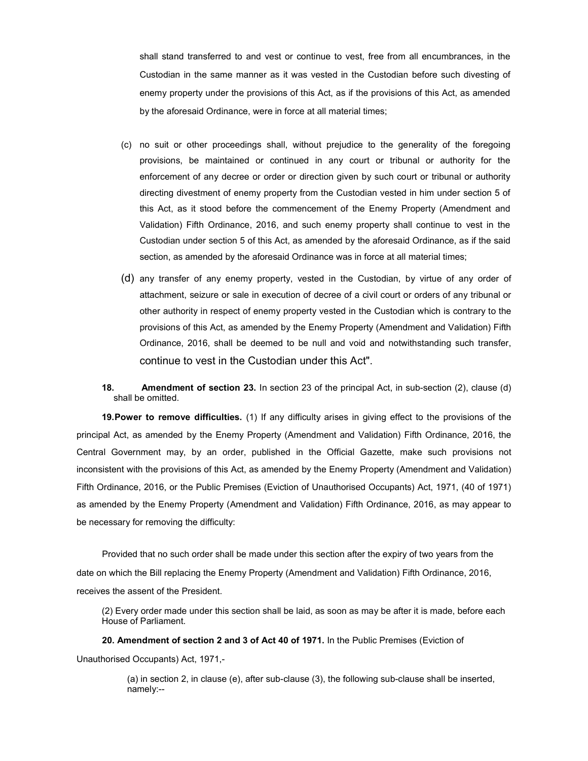shall stand transferred to and vest or continue to vest, free from all encumbrances, in the Custodian in the same manner as it was vested in the Custodian before such divesting of enemy property under the provisions of this Act, as if the provisions of this Act, as amended by the aforesaid Ordinance, were in force at all material times;

(c) no suit or other proceedings shall, without prejudice to the generality of the foregoing provisions, be maintained or continued in any court or tribunal or authority for the enforcement of any decree or order or direction given by such court or tribunal or authority directing divestment of enemy property from the Custodian vested in him under section 5 of this Act, as it stood before the commencement of the Enemy Property (Amendment and Validation) Fifth Ordinance, 2016, and such enemy property shall continue to vest in the Custodian under section 5 of this Act, as amended by the aforesaid Ordinance, as if the said section, as amended by the aforesaid Ordinance was in force at all material times;

(d) any transfer of any enemy property, vested in the Custodian, by virtue of any order of attachment, seizure or sale in execution of decree of a civil court or orders of any tribunal or other authority in respect of enemy property vested in the Custodian which is contrary to the provisions of this Act, as amended by the Enemy Property (Amendment and Validation) Fifth Ordinance, 2016, shall be deemed to be null and void and notwithstanding such transfer, continue to vest in the Custodian under this Act".

**18. Amendment of section 23.** In section 23 of the principal Act, in sub-section (2), clause (d) shall be omitted.

**19. Power to remove difficulties.** (1) If any difficulty arises in giving effect to the provisions of the principal Act, as amended by the Enemy Property (Amendment and Validation) Fifth Ordinance, 2016, the Central Government may, by an order, published in the Official Gazette, make such provisions not inconsistent with the provisions of this Act, as amended by the Enemy Property (Amendment and Validation) Fifth Ordinance, 2016, or the Public Premises (Eviction of Unauthorised Occupants) Act, 1971, (40 of 1971) as amended by the Enemy Property (Amendment and Validation) Fifth Ordinance, 2016, as may appear to be necessary for removing the difficulty:

Provided that no such order shall be made under this section after the expiry of two years from the date on which the Bill replacing the Enemy Property (Amendment and Validation) Fifth Ordinance, 2016, receives the assent of the President.

(2) Every order made under this section shall be laid, as soon as may be after it is made, before each House of Parliament.

**20. Amendment of section 2 and 3 of Act 40 of 1971.** In the Public Premises (Eviction of Unauthorised Occupants) Act, 1971,-

(a) in section 2, in clause (e), after sub-clause (3), the following sub-clause shall be inserted, namely:--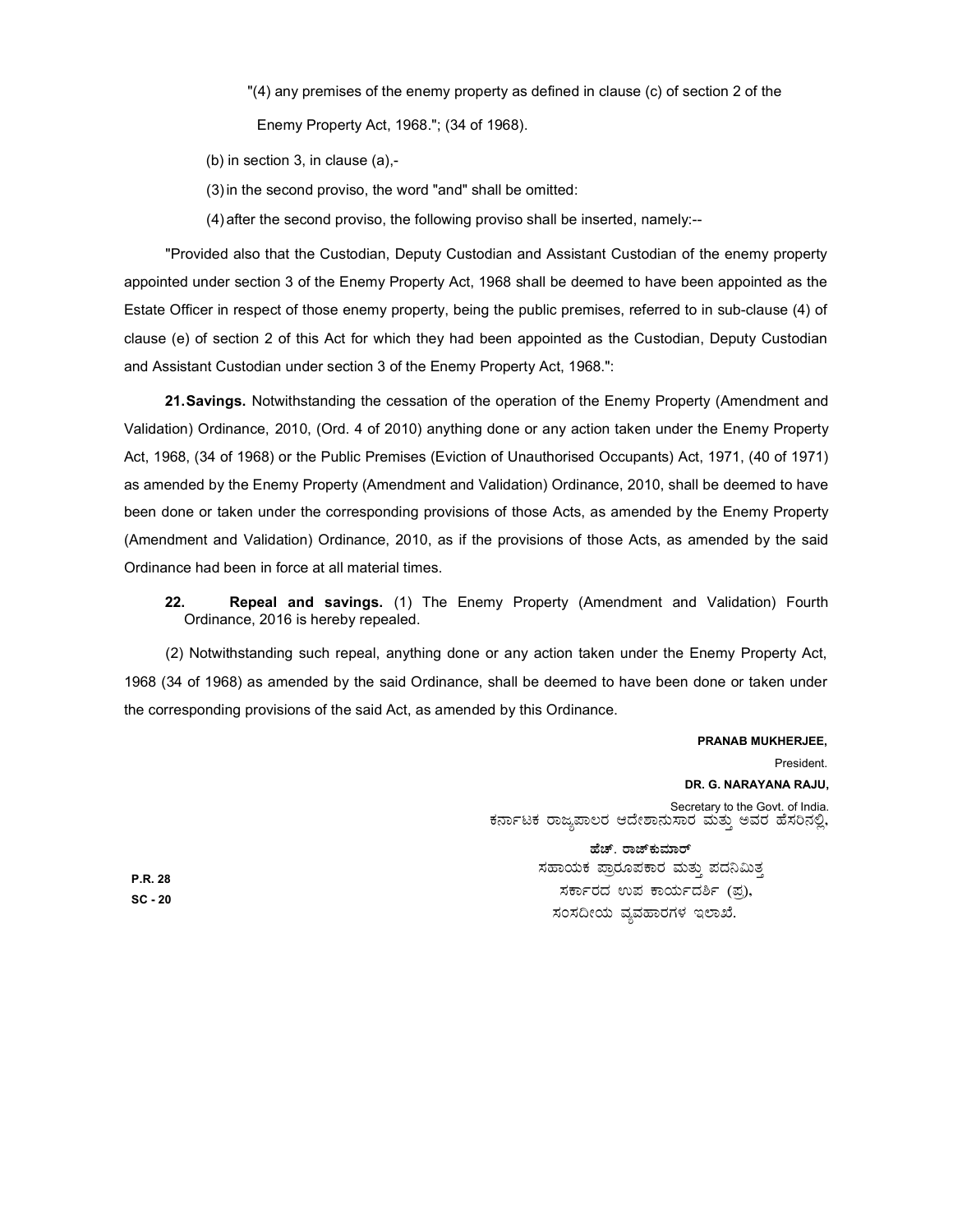"(4) any premises of the enemy property as defined in clause (c) of section 2 of the Enemy Property Act, 1968."; (34 of 1968).

(b) in section 3, in clause (a),-

(3) in the second proviso, the word "and" shall be omitted:

(4) after the second proviso, the following proviso shall be inserted, namely:--

"Provided also that the Custodian, Deputy Custodian and Assistant Custodian of the enemy property appointed under section 3 of the Enemy Property Act, 1968 shall be deemed to have been appointed as the Estate Officer in respect of those enemy property, being the public premises, referred to in sub-clause (4) of clause (e) of section 2 of this Act for which they had been appointed as the Custodian, Deputy Custodian and Assistant Custodian under section 3 of the Enemy Property Act, 1968.":

**21. Savings.** Notwithstanding the cessation of the operation of the Enemy Property (Amendment and Validation) Ordinance, 2010, (Ord. 4 of 2010) anything done or any action taken under the Enemy Property Act, 1968, (34 of 1968) or the Public Premises (Eviction of Unauthorised Occupants) Act, 1971, (40 of 1971) as amended by the Enemy Property (Amendment and Validation) Ordinance, 2010, shall be deemed to have been done or taken under the corresponding provisions of those Acts, as amended by the Enemy Property (Amendment and Validation) Ordinance, 2010, as if the provisions of those Acts, as amended by the said Ordinance had been in force at all material times.

**22. Repeal and savings.** (1) The Enemy Property (Amendment and Validation) Fourth Ordinance, 2016 is hereby repealed.

(2) Notwithstanding such repeal, anything done or any action taken under the Enemy Property Act, 1968 (34 of 1968) as amended by the said Ordinance, shall be deemed to have been done or taken under the corresponding provisions of the said Act, as amended by this Ordinance.

**PRANAB MUKHERJEE,**
President.

**DR. G. NARAYANA RAJU,**
Secretary to the Govt. of India.

ಕರ್ನಾಟಕ ರಾಜ್ಯಪಾಲರ ಆದೇಶಾನುಸಾರ ಮತ್ತು ಅವರ ಹೆಸರಿನಲ್ಲಿ,

**ಹೆಚ್. ರಾಜ್‌ಕುಮಾರ್**
ಸಹಾಯಕ ಪ್ರಾರೂಪಕಾರ ಮತ್ತು ಪದನಿಮಿತ್ತ
ಸರ್ಕಾರದ ಉಪ ಕಾರ್ಯದರ್ಶಿ (ಪ್ರ),
ಸಂಸದೀಯ ವ್ಯವಹಾರಗಳ ಇಲಾಖೆ.

**P.R. 28**
**SC - 20**